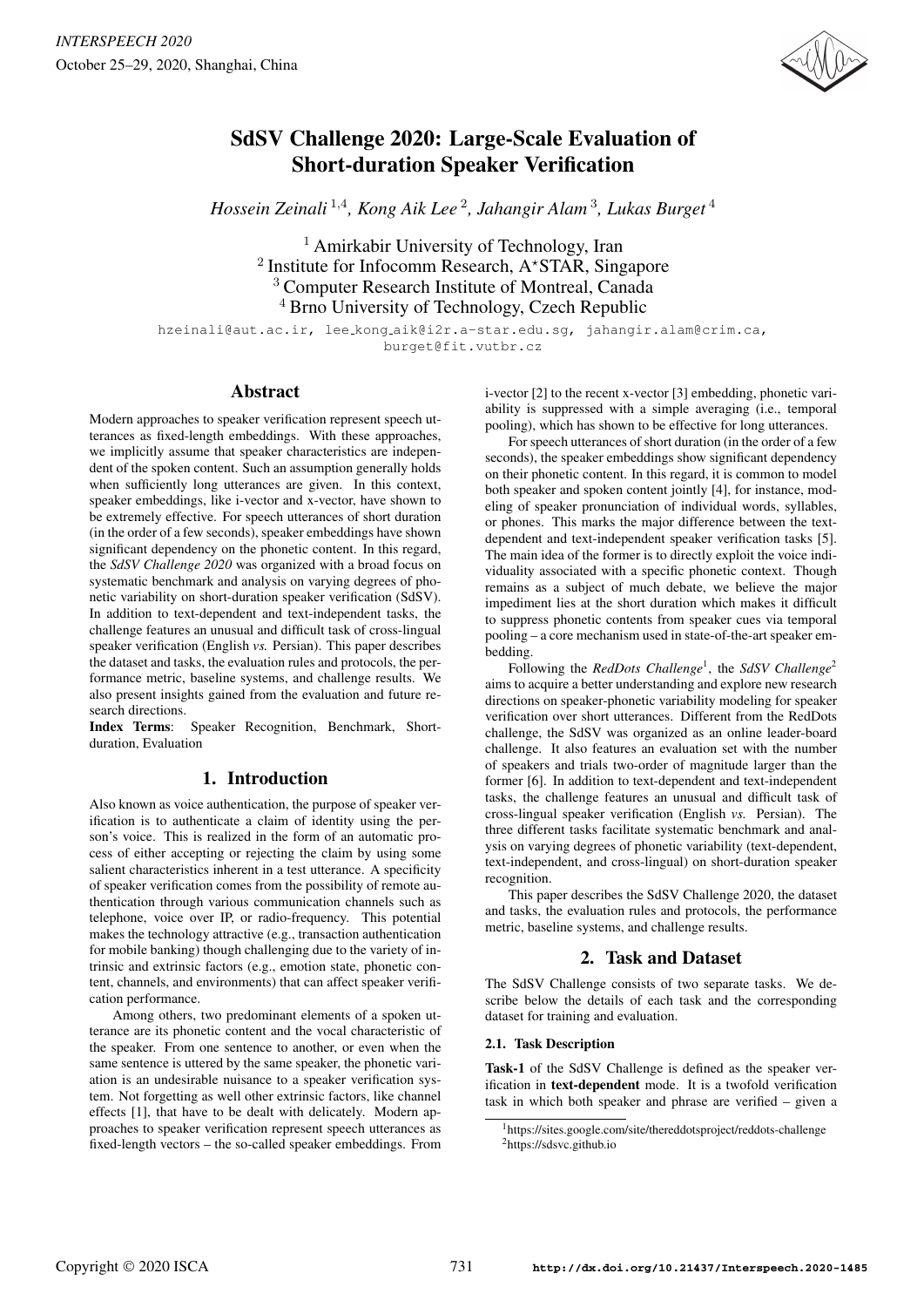# SdSV Challenge 2020: Large-Scale Evaluation of Short-duration Speaker Verification

*Hossein Zeinali* [1,4]*, Kong Aik Lee* [2]*, Jahangir Alam* [3]*, Lukas Burget* [4]

[1] Amirkabir University of Technology, Iran
[2] Institute for Infocomm Research, A⋆STAR, Singapore
[3] Computer Research Institute of Montreal, Canada
[4] Brno University of Technology, Czech Republic

hzeinali@aut.ac.ir, lee_kong_aik@i2r.a-star.edu.sg, jahangir.alam@crim.ca, burget@fit.vutbr.cz

## Abstract

Modern approaches to speaker verification represent speech utterances as fixed-length embeddings. With these approaches, we implicitly assume that speaker characteristics are independent of the spoken content. Such an assumption generally holds when sufficiently long utterances are given. In this context, speaker embeddings, like i-vector and x-vector, have shown to be extremely effective. For speech utterances of short duration (in the order of a few seconds), speaker embeddings have shown significant dependency on the phonetic content. In this regard, the *SdSV Challenge 2020* was organized with a broad focus on systematic benchmark and analysis on varying degrees of phonetic variability on short-duration speaker verification (SdSV). In addition to text-dependent and text-independent tasks, the challenge features an unusual and difficult task of cross-lingual speaker verification (English *vs.* Persian). This paper describes the dataset and tasks, the evaluation rules and protocols, the performance metric, baseline systems, and challenge results. We also present insights gained from the evaluation and future research directions.

**Index Terms**: Speaker Recognition, Benchmark, Short-duration, Evaluation

## 1. Introduction

Also known as voice authentication, the purpose of speaker verification is to authenticate a claim of identity using the person's voice. This is realized in the form of an automatic process of either accepting or rejecting the claim by using some salient characteristics inherent in a test utterance. A specificity of speaker verification comes from the possibility of remote authentication through various communication channels such as telephone, voice over IP, or radio-frequency. This potential makes the technology attractive (e.g., transaction authentication for mobile banking) though challenging due to the variety of intrinsic and extrinsic factors (e.g., emotion state, phonetic content, channels, and environments) that can affect speaker verification performance.

Among others, two predominant elements of a spoken utterance are its phonetic content and the vocal characteristic of the speaker. From one sentence to another, or even when the same sentence is uttered by the same speaker, the phonetic variation is an undesirable nuisance to a speaker verification system. Not forgetting as well other extrinsic factors, like channel effects [1], that have to be dealt with delicately. Modern approaches to speaker verification represent speech utterances as fixed-length vectors – the so-called speaker embeddings. From i-vector [2] to the recent x-vector [3] embedding, phonetic variability is suppressed with a simple averaging (i.e., temporal pooling), which has shown to be effective for long utterances.

For speech utterances of short duration (in the order of a few seconds), the speaker embeddings show significant dependency on their phonetic content. In this regard, it is common to model both speaker and spoken content jointly [4], for instance, modeling of speaker pronunciation of individual words, syllables, or phones. This marks the major difference between the text-dependent and text-independent speaker verification tasks [5]. The main idea of the former is to directly exploit the voice individuality associated with a specific phonetic context. Though remains as a subject of much debate, we believe the major impediment lies at the short duration which makes it difficult to suppress phonetic contents from speaker cues via temporal pooling – a core mechanism used in state-of-the-art speaker embedding.

Following the *RedDots Challenge*[1], the *SdSV Challenge*[2] aims to acquire a better understanding and explore new research directions on speaker-phonetic variability modeling for speaker verification over short utterances. Different from the RedDots challenge, the SdSV was organized as an online leader-board challenge. It also features an evaluation set with the number of speakers and trials two-order of magnitude larger than the former [6]. In addition to text-dependent and text-independent tasks, the challenge features an unusual and difficult task of cross-lingual speaker verification (English *vs.* Persian). The three different tasks facilitate systematic benchmark and analysis on varying degrees of phonetic variability (text-dependent, text-independent, and cross-lingual) on short-duration speaker recognition.

This paper describes the SdSV Challenge 2020, the dataset and tasks, the evaluation rules and protocols, the performance metric, baseline systems, and challenge results.

## 2. Task and Dataset

The SdSV Challenge consists of two separate tasks. We describe below the details of each task and the corresponding dataset for training and evaluation.

### 2.1. Task Description

**Task-1** of the SdSV Challenge is defined as the speaker verification in **text-dependent** mode. It is a twofold verification task in which both speaker and phrase are verified – given a

[1] https://sites.google.com/site/thereddotsproject/reddots-challenge
[2] https://sdsvc.github.io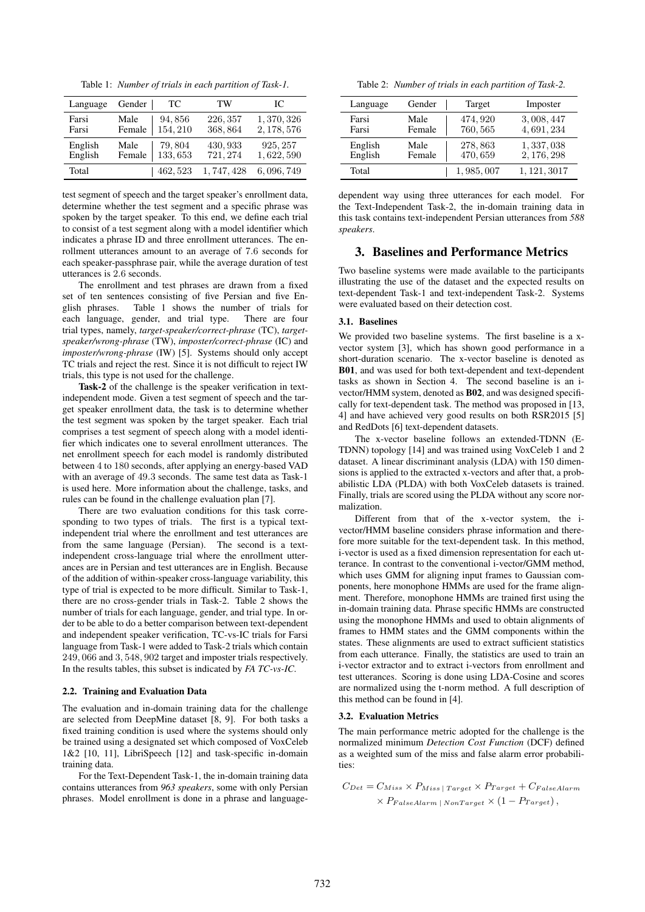Table 1: *Number of trials in each partition of Task-1.*

| Language | Gender | TC | TW | IC |
|---|---|---|---|---|
| Farsi | Male | 94,856 | 226,357 | 1,370,326 |
| Farsi | Female | 154,210 | 368,864 | 2,178,576 |
| English | Male | 79,804 | 430,933 | 925,257 |
| English | Female | 133,653 | 721,274 | 1,622,590 |
| Total | | 462,523 | 1,747,428 | 6,096,749 |

Table 2: *Number of trials in each partition of Task-2.*

| Language | Gender | Target | Imposter |
|---|---|---|---|
| Farsi | Male | 474,920 | 3,008,447 |
| Farsi | Female | 760,565 | 4,691,234 |
| English | Male | 278,863 | 1,337,038 |
| English | Female | 470,659 | 2,176,298 |
| Total | | 1,985,007 | 1,121,3017 |

test segment of speech and the target speaker's enrollment data, determine whether the test segment and a specific phrase was spoken by the target speaker. To this end, we define each trial to consist of a test segment along with a model identifier which indicates a phrase ID and three enrollment utterances. The enrollment utterances amount to an average of 7.6 seconds for each speaker-passphrase pair, while the average duration of test utterances is 2.6 seconds.

The enrollment and test phrases are drawn from a fixed set of ten sentences consisting of five Persian and five English phrases. Table 1 shows the number of trials for each language, gender, and trial type. There are four trial types, namely, *target-speaker/correct-phrase* (TC), *target-speaker/wrong-phrase* (TW), *imposter/correct-phrase* (IC) and *imposter/wrong-phrase* (IW) [5]. Systems should only accept TC trials and reject the rest. Since it is not difficult to reject IW trials, this type is not used for the challenge.

**Task-2** of the challenge is the speaker verification in text-independent mode. Given a test segment of speech and the target speaker enrollment data, the task is to determine whether the test segment was spoken by the target speaker. Each trial comprises a test segment of speech along with a model identifier which indicates one to several enrollment utterances. The net enrollment speech for each model is randomly distributed between 4 to 180 seconds, after applying an energy-based VAD with an average of 49.3 seconds. The same test data as Task-1 is used here. More information about the challenge, tasks, and rules can be found in the challenge evaluation plan [7].

There are two evaluation conditions for this task corresponding to two types of trials. The first is a typical text-independent trial where the enrollment and test utterances are from the same language (Persian). The second is a text-independent cross-language trial where the enrollment utterances are in Persian and test utterances are in English. Because of the addition of within-speaker cross-language variability, this type of trial is expected to be more difficult. Similar to Task-1, there are no cross-gender trials in Task-2. Table 2 shows the number of trials for each language, gender, and trial type. In order to be able to do a better comparison between text-dependent and independent speaker verification, TC-vs-IC trials for Farsi language from Task-1 were added to Task-2 trials which contain 249,066 and 3,548,902 target and imposter trials respectively. In the results tables, this subset is indicated by *FA TC-vs-IC*.

### 2.2. Training and Evaluation Data

The evaluation and in-domain training data for the challenge are selected from DeepMine dataset [8, 9]. For both tasks a fixed training condition is used where the systems should only be trained using a designated set which composed of VoxCeleb 1&2 [10, 11], LibriSpeech [12] and task-specific in-domain training data.

For the Text-Dependent Task-1, the in-domain training data contains utterances from *963 speakers*, some with only Persian phrases. Model enrollment is done in a phrase and language-dependent way using three utterances for each model. For the Text-Independent Task-2, the in-domain training data in this task contains text-independent Persian utterances from *588 speakers*.

## 3. Baselines and Performance Metrics

Two baseline systems were made available to the participants illustrating the use of the dataset and the expected results on text-dependent Task-1 and text-independent Task-2. Systems were evaluated based on their detection cost.

### 3.1. Baselines

We provided two baseline systems. The first baseline is a x-vector system [3], which has shown good performance in a short-duration scenario. The x-vector baseline is denoted as **B01**, and was used for both text-dependent and text-dependent tasks as shown in Section 4. The second baseline is an i-vector/HMM system, denoted as **B02**, and was designed specifically for text-dependent task. The method was proposed in [13, 4] and have achieved very good results on both RSR2015 [5] and RedDots [6] text-dependent datasets.

The x-vector baseline follows an extended-TDNN (E-TDNN) topology [14] and was trained using VoxCeleb 1 and 2 dataset. A linear discriminant analysis (LDA) with 150 dimensions is applied to the extracted x-vectors and after that, a probabilistic LDA (PLDA) with both VoxCeleb datasets is trained. Finally, trials are scored using the PLDA without any score normalization.

Different from that of the x-vector system, the i-vector/HMM baseline considers phrase information and therefore more suitable for the text-dependent task. In this method, i-vector is used as a fixed dimension representation for each utterance. In contrast to the conventional i-vector/GMM method, which uses GMM for aligning input frames to Gaussian components, here monophone HMMs are used for the frame alignment. Therefore, monophone HMMs are trained first using the in-domain training data. Phrase specific HMMs are constructed using the monophone HMMs and used to obtain alignments of frames to HMM states and the GMM components within the states. These alignments are used to extract sufficient statistics from each utterance. Finally, the statistics are used to train an i-vector extractor and to extract i-vectors from enrollment and test utterances. Scoring is done using LDA-Cosine and scores are normalized using the t-norm method. A full description of this method can be found in [4].

### 3.2. Evaluation Metrics

The main performance metric adopted for the challenge is the normalized minimum *Detection Cost Function* (DCF) defined as a weighted sum of the miss and false alarm error probabilities:

$$C_{Det} = C_{Miss} \times P_{Miss \mid Target} \times P_{Target} + C_{FalseAlarm} \times P_{FalseAlarm \mid NonTarget} \times (1 - P_{Target}),$$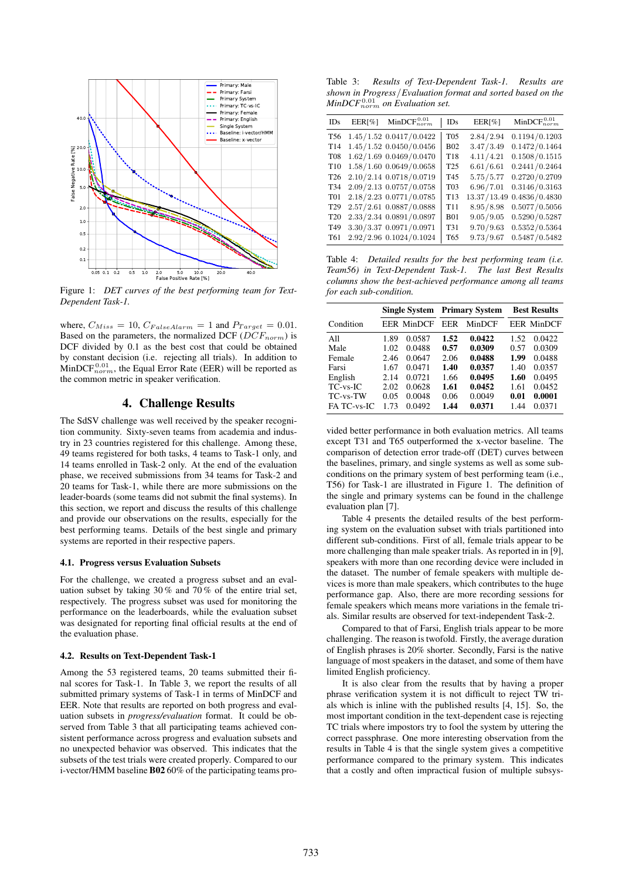Figure 1: *DET curves of the best performing team for Text-Dependent Task-1.*

where, $C_{Miss} = 10$, $C_{FalseAlarm} = 1$ and $P_{Target} = 0.01$. Based on the parameters, the normalized DCF ($DCF_{norm}$) is DCF divided by 0.1 as the best cost that could be obtained by constant decision (i.e. rejecting all trials). In addition to $\text{MinDCF}^{0.01}_{norm}$, the Equal Error Rate (EER) will be reported as the common metric in speaker verification.

## 4. Challenge Results

The SdSV challenge was well received by the speaker recognition community. Sixty-seven teams from academia and industry in 23 countries registered for this challenge. Among these, 49 teams registered for both tasks, 4 teams to Task-1 only, and 14 teams enrolled in Task-2 only. At the end of the evaluation phase, we received submissions from 34 teams for Task-2 and 20 teams for Task-1, while there are more submissions on the leader-boards (some teams did not submit the final systems). In this section, we report and discuss the results of this challenge and provide our observations on the results, especially for the best performing teams. Details of the best single and primary systems are reported in their respective papers.

### 4.1. Progress versus Evaluation Subsets

For the challenge, we created a progress subset and an evaluation subset by taking 30 % and 70 % of the entire trial set, respectively. The progress subset was used for monitoring the performance on the leaderboards, while the evaluation subset was designated for reporting final official results at the end of the evaluation phase.

### 4.2. Results on Text-Dependent Task-1

Among the 53 registered teams, 20 teams submitted their final scores for Task-1. In Table 3, we report the results of all submitted primary systems of Task-1 in terms of MinDCF and EER. Note that results are reported on both progress and evaluation subsets in *progress/evaluation* format. It could be observed from Table 3 that all participating teams achieved consistent performance across progress and evaluation subsets and no unexpected behavior was observed. This indicates that the subsets of the test trials were created properly. Compared to our i-vector/HMM baseline **B02** 60% of the participating teams provided better performance in both evaluation metrics. All teams except T31 and T65 outperformed the x-vector baseline. The comparison of detection error trade-off (DET) curves between the baselines, primary, and single systems as well as some sub-conditions on the primary system of best performing team (i.e., T56) for Task-1 are illustrated in Figure 1. The definition of the single and primary systems can be found in the challenge evaluation plan [7].

Table 3: *Results of Text-Dependent Task-1. Results are shown in Progress/Evaluation format and sorted based on the $\text{MinDCF}^{0.01}_{norm}$ on Evaluation set.*

| IDs | EER[%] | $\text{MinDCF}^{0.01}_{norm}$ | IDs | EER[%] | $\text{MinDCF}^{0.01}_{norm}$ |
|---|---|---|---|---|---|
| T56 | 1.45/1.52 | 0.0417/0.0422 | T05 | 2.84/2.94 | 0.1194/0.1203 |
| T14 | 1.45/1.52 | 0.0450/0.0456 | B02 | 3.47/3.49 | 0.1472/0.1464 |
| T08 | 1.62/1.69 | 0.0469/0.0470 | T18 | 4.11/4.21 | 0.1508/0.1515 |
| T10 | 1.58/1.60 | 0.0649/0.0658 | T25 | 6.61/6.61 | 0.2441/0.2464 |
| T26 | 2.10/2.14 | 0.0718/0.0719 | T45 | 5.75/5.77 | 0.2720/0.2709 |
| T34 | 2.09/2.13 | 0.0757/0.0758 | T03 | 6.96/7.01 | 0.3146/0.3163 |
| T01 | 2.18/2.23 | 0.0771/0.0785 | T13 | 13.37/13.49 | 0.4836/0.4830 |
| T29 | 2.57/2.61 | 0.0887/0.0888 | T11 | 8.95/8.98 | 0.5077/0.5056 |
| T20 | 2.33/2.34 | 0.0891/0.0897 | B01 | 9.05/9.05 | 0.5290/0.5287 |
| T49 | 3.30/3.37 | 0.0971/0.0971 | T31 | 9.70/9.63 | 0.5352/0.5364 |
| T61 | 2.92/2.96 | 0.1024/0.1024 | T65 | 9.73/9.67 | 0.5487/0.5482 |

Table 4: *Detailed results for the best performing team (i.e. Team56) in Text-Dependent Task-1. The last Best Results columns show the best-achieved performance among all teams for each sub-condition.*

| | **Single System** | | **Primary System** | | **Best Results** | |
|---|---|---|---|---|---|---|
| Condition | EER | MinDCF | EER | MinDCF | EER | MinDCF |
| All | 1.89 | 0.0587 | **1.52** | **0.0422** | 1.52 | 0.0422 |
| Male | 1.02 | 0.0488 | **0.57** | **0.0309** | 0.57 | 0.0309 |
| Female | 2.46 | 0.0647 | 2.06 | **0.0488** | **1.99** | 0.0488 |
| Farsi | 1.67 | 0.0471 | **1.40** | **0.0357** | 1.40 | 0.0357 |
| English | 2.14 | 0.0721 | 1.66 | **0.0495** | **1.60** | 0.0495 |
| TC-vs-IC | 2.02 | 0.0628 | **1.61** | **0.0452** | 1.61 | 0.0452 |
| TC-vs-TW | 0.05 | 0.0048 | 0.06 | 0.0049 | **0.01** | **0.0001** |
| FA TC-vs-IC | 1.73 | 0.0492 | **1.44** | **0.0371** | 1.44 | 0.0371 |

Table 4 presents the detailed results of the best performing system on the evaluation subset with trials partitioned into different sub-conditions. First of all, female trials appear to be more challenging than male speaker trials. As reported in in [9], speakers with more than one recording device were included in the dataset. The number of female speakers with multiple devices is more than male speakers, which contributes to the huge performance gap. Also, there are more recording sessions for female speakers which means more variations in the female trials. Similar results are observed for text-independent Task-2.

Compared to that of Farsi, English trials appear to be more challenging. The reason is twofold. Firstly, the average duration of English phrases is 20% shorter. Secondly, Farsi is the native language of most speakers in the dataset, and some of them have limited English proficiency.

It is also clear from the results that by having a proper phrase verification system it is not difficult to reject TW trials which is inline with the published results [4, 15]. So, the most important condition in the text-dependent case is rejecting TC trials where impostors try to fool the system by uttering the correct passphrase. One more interesting observation from the results in Table 4 is that the single system gives a competitive performance compared to the primary system. This indicates that a costly and often impractical fusion of multiple subsys-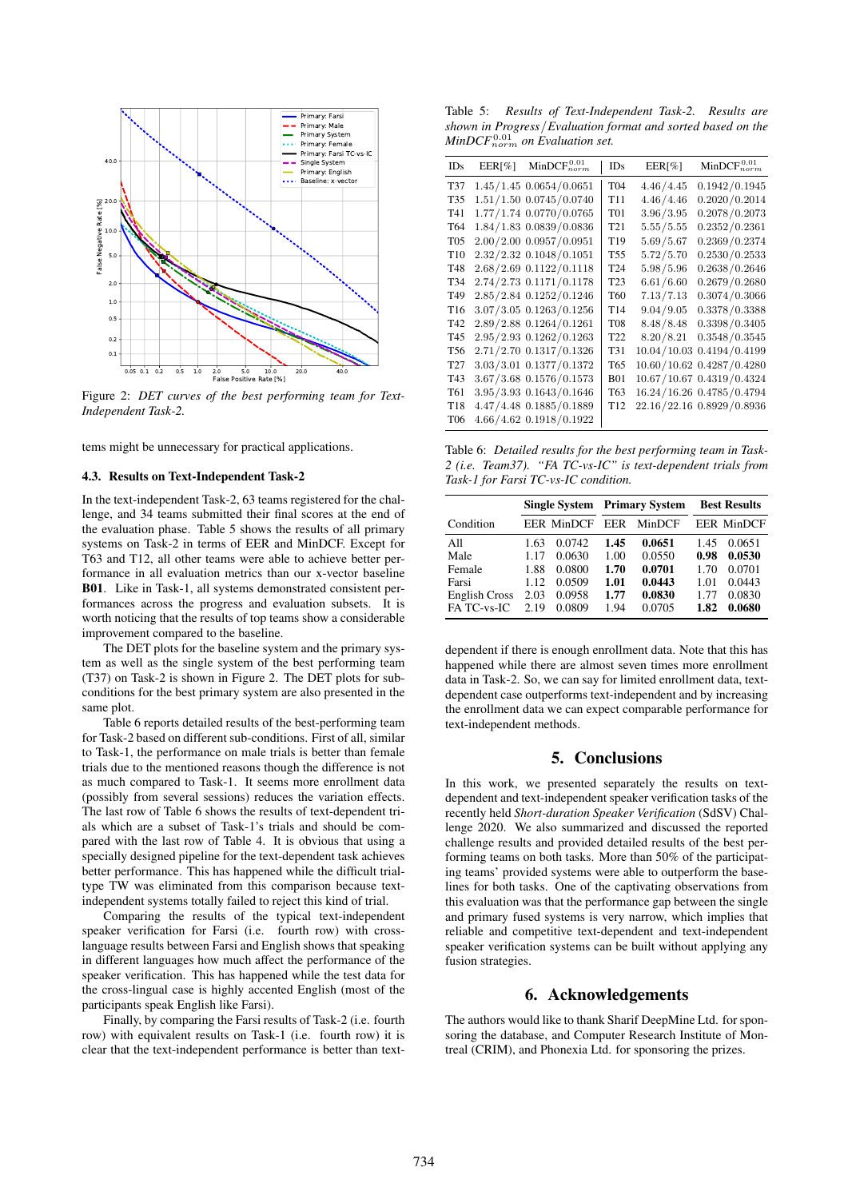Figure 2: *DET curves of the best performing team for Text-Independent Task-2.*

tems might be unnecessary for practical applications.

### 4.3. Results on Text-Independent Task-2

In the text-independent Task-2, 63 teams registered for the challenge, and 34 teams submitted their final scores at the end of the evaluation phase. Table 5 shows the results of all primary systems on Task-2 in terms of EER and MinDCF. Except for T63 and T12, all other teams were able to achieve better performance in all evaluation metrics than our x-vector baseline **B01**. Like in Task-1, all systems demonstrated consistent performances across the progress and evaluation subsets. It is worth noticing that the results of top teams show a considerable improvement compared to the baseline.

The DET plots for the baseline system and the primary system as well as the single system of the best performing team (T37) on Task-2 is shown in Figure 2. The DET plots for sub-conditions for the best primary system are also presented in the same plot.

Table 6 reports detailed results of the best-performing team for Task-2 based on different sub-conditions. First of all, similar to Task-1, the performance on male trials is better than female trials due to the mentioned reasons though the difference is not as much compared to Task-1. It seems more enrollment data (possibly from several sessions) reduces the variation effects. The last row of Table 6 shows the results of text-dependent trials which are a subset of Task-1's trials and should be compared with the last row of Table 4. It is obvious that using a specially designed pipeline for the text-dependent task achieves better performance. This has happened while the difficult trial-type TW was eliminated from this comparison because text-independent systems totally failed to reject this kind of trial.

Comparing the results of the typical text-independent speaker verification for Farsi (i.e. fourth row) with cross-language results between Farsi and English shows that speaking in different languages how much affect the performance of the speaker verification. This has happened while the test data for the cross-lingual case is highly accented English (most of the participants speak English like Farsi).

Finally, by comparing the Farsi results of Task-2 (i.e. fourth row) with equivalent results on Task-1 (i.e. fourth row) it is clear that the text-independent performance is better than text-dependent if there is enough enrollment data. Note that this has happened while there are almost seven times more enrollment data in Task-2. So, we can say for limited enrollment data, text-dependent case outperforms text-independent and by increasing the enrollment data we can expect comparable performance for text-independent methods.

Table 5: *Results of Text-Independent Task-2. Results are shown in Progress/Evaluation format and sorted based on the $MinDCF^{0.01}_{norm}$ on Evaluation set.*

| IDs | EER[%] | $MinDCF^{0.01}_{norm}$ | IDs | EER[%] | $MinDCF^{0.01}_{norm}$ |
|---|---|---|---|---|---|
| T37 | 1.45/1.45 | 0.0654/0.0651 | T04 | 4.46/4.45 | 0.1942/0.1945 |
| T35 | 1.51/1.50 | 0.0745/0.0740 | T11 | 4.46/4.46 | 0.2020/0.2014 |
| T41 | 1.77/1.74 | 0.0770/0.0765 | T01 | 3.96/3.95 | 0.2078/0.2073 |
| T64 | 1.84/1.83 | 0.0839/0.0836 | T21 | 5.55/5.55 | 0.2352/0.2361 |
| T05 | 2.00/2.00 | 0.0957/0.0951 | T19 | 5.69/5.67 | 0.2369/0.2374 |
| T10 | 2.32/2.32 | 0.1048/0.1051 | T55 | 5.72/5.70 | 0.2530/0.2533 |
| T48 | 2.68/2.69 | 0.1122/0.1118 | T24 | 5.98/5.96 | 0.2638/0.2646 |
| T34 | 2.74/2.73 | 0.1171/0.1178 | T23 | 6.61/6.60 | 0.2679/0.2680 |
| T49 | 2.85/2.84 | 0.1252/0.1246 | T60 | 7.13/7.13 | 0.3074/0.3066 |
| T16 | 3.07/3.05 | 0.1263/0.1256 | T14 | 9.04/9.05 | 0.3378/0.3388 |
| T42 | 2.89/2.88 | 0.1264/0.1261 | T08 | 8.48/8.48 | 0.3398/0.3405 |
| T45 | 2.95/2.93 | 0.1262/0.1263 | T22 | 8.20/8.21 | 0.3548/0.3545 |
| T56 | 2.71/2.70 | 0.1317/0.1326 | T31 | 10.04/10.03 | 0.4194/0.4199 |
| T27 | 3.03/3.01 | 0.1377/0.1372 | T65 | 10.60/10.62 | 0.4287/0.4280 |
| T43 | 3.67/3.68 | 0.1576/0.1573 | B01 | 10.67/10.67 | 0.4319/0.4324 |
| T61 | 3.95/3.93 | 0.1643/0.1646 | T63 | 16.24/16.26 | 0.4785/0.4794 |
| T18 | 4.47/4.48 | 0.1885/0.1889 | T12 | 22.16/22.16 | 0.8929/0.8936 |
| T06 | 4.66/4.62 | 0.1918/0.1922 | | | |

Table 6: *Detailed results for the best performing team in Task-2 (i.e. Team37). "FA TC-vs-IC" is text-dependent trials from Task-1 for Farsi TC-vs-IC condition.*

| | Single System | | Primary System | | Best Results | |
|---|---|---|---|---|---|---|
| Condition | EER | MinDCF | EER | MinDCF | EER | MinDCF |
| All | 1.63 | 0.0742 | **1.45** | **0.0651** | 1.45 | 0.0651 |
| Male | 1.17 | 0.0630 | 1.00 | 0.0550 | **0.98** | **0.0530** |
| Female | 1.88 | 0.0800 | **1.70** | **0.0701** | 1.70 | 0.0701 |
| Farsi | 1.12 | 0.0509 | **1.01** | **0.0443** | 1.01 | 0.0443 |
| English Cross | 2.03 | 0.0958 | **1.77** | **0.0830** | 1.77 | 0.0830 |
| FA TC-vs-IC | 2.19 | 0.0809 | 1.94 | 0.0705 | **1.82** | **0.0680** |

## 5. Conclusions

In this work, we presented separately the results on text-dependent and text-independent speaker verification tasks of the recently held *Short-duration Speaker Verification* (SdSV) Challenge 2020. We also summarized and discussed the reported challenge results and provided detailed results of the best performing teams on both tasks. More than 50% of the participating teams' provided systems were able to outperform the baselines for both tasks. One of the captivating observations from this evaluation was that the performance gap between the single and primary fused systems is very narrow, which implies that reliable and competitive text-dependent and text-independent speaker verification systems can be built without applying any fusion strategies.

## 6. Acknowledgements

The authors would like to thank Sharif DeepMine Ltd. for sponsoring the database, and Computer Research Institute of Montreal (CRIM), and Phonexia Ltd. for sponsoring the prizes.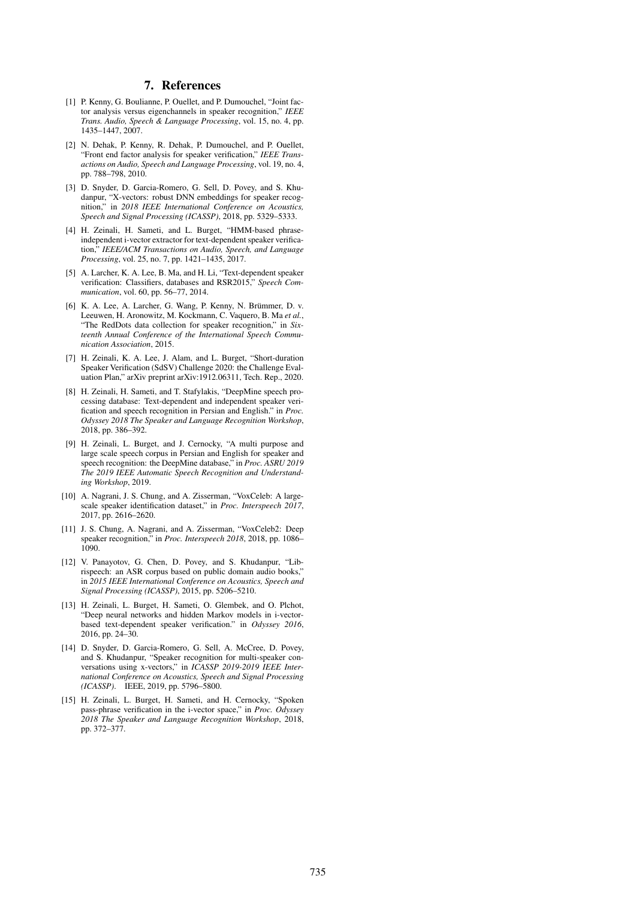## 7. References

[1] P. Kenny, G. Boulianne, P. Ouellet, and P. Dumouchel, "Joint factor analysis versus eigenchannels in speaker recognition," *IEEE Trans. Audio, Speech & Language Processing*, vol. 15, no. 4, pp. 1435–1447, 2007.

[2] N. Dehak, P. Kenny, R. Dehak, P. Dumouchel, and P. Ouellet, "Front end factor analysis for speaker verification," *IEEE Transactions on Audio, Speech and Language Processing*, vol. 19, no. 4, pp. 788–798, 2010.

[3] D. Snyder, D. Garcia-Romero, G. Sell, D. Povey, and S. Khudanpur, "X-vectors: robust DNN embeddings for speaker recognition," in *2018 IEEE International Conference on Acoustics, Speech and Signal Processing (ICASSP)*, 2018, pp. 5329–5333.

[4] H. Zeinali, H. Sameti, and L. Burget, "HMM-based phrase-independent i-vector extractor for text-dependent speaker verification," *IEEE/ACM Transactions on Audio, Speech, and Language Processing*, vol. 25, no. 7, pp. 1421–1435, 2017.

[5] A. Larcher, K. A. Lee, B. Ma, and H. Li, "Text-dependent speaker verification: Classifiers, databases and RSR2015," *Speech Communication*, vol. 60, pp. 56–77, 2014.

[6] K. A. Lee, A. Larcher, G. Wang, P. Kenny, N. Brümmer, D. v. Leeuwen, H. Aronowitz, M. Kockmann, C. Vaquero, B. Ma *et al.*, "The RedDots data collection for speaker recognition," in *Sixteenth Annual Conference of the International Speech Communication Association*, 2015.

[7] H. Zeinali, K. A. Lee, J. Alam, and L. Burget, "Short-duration Speaker Verification (SdSV) Challenge 2020: the Challenge Evaluation Plan," arXiv preprint arXiv:1912.06311, Tech. Rep., 2020.

[8] H. Zeinali, H. Sameti, and T. Stafylakis, "DeepMine speech processing database: Text-dependent and independent speaker verification and speech recognition in Persian and English." in *Proc. Odyssey 2018 The Speaker and Language Recognition Workshop*, 2018, pp. 386–392.

[9] H. Zeinali, L. Burget, and J. Cernocky, "A multi purpose and large scale speech corpus in Persian and English for speaker and speech recognition: the DeepMine database," in *Proc. ASRU 2019 The 2019 IEEE Automatic Speech Recognition and Understanding Workshop*, 2019.

[10] A. Nagrani, J. S. Chung, and A. Zisserman, "VoxCeleb: A large-scale speaker identification dataset," in *Proc. Interspeech 2017*, 2017, pp. 2616–2620.

[11] J. S. Chung, A. Nagrani, and A. Zisserman, "VoxCeleb2: Deep speaker recognition," in *Proc. Interspeech 2018*, 2018, pp. 1086–1090.

[12] V. Panayotov, G. Chen, D. Povey, and S. Khudanpur, "Librispeech: an ASR corpus based on public domain audio books," in *2015 IEEE International Conference on Acoustics, Speech and Signal Processing (ICASSP)*, 2015, pp. 5206–5210.

[13] H. Zeinali, L. Burget, H. Sameti, O. Glembek, and O. Plchot, "Deep neural networks and hidden Markov models in i-vector-based text-dependent speaker verification." in *Odyssey 2016*, 2016, pp. 24–30.

[14] D. Snyder, D. Garcia-Romero, G. Sell, A. McCree, D. Povey, and S. Khudanpur, "Speaker recognition for multi-speaker conversations using x-vectors," in *ICASSP 2019-2019 IEEE International Conference on Acoustics, Speech and Signal Processing (ICASSP)*. IEEE, 2019, pp. 5796–5800.

[15] H. Zeinali, L. Burget, H. Sameti, and H. Cernocky, "Spoken pass-phrase verification in the i-vector space," in *Proc. Odyssey 2018 The Speaker and Language Recognition Workshop*, 2018, pp. 372–377.